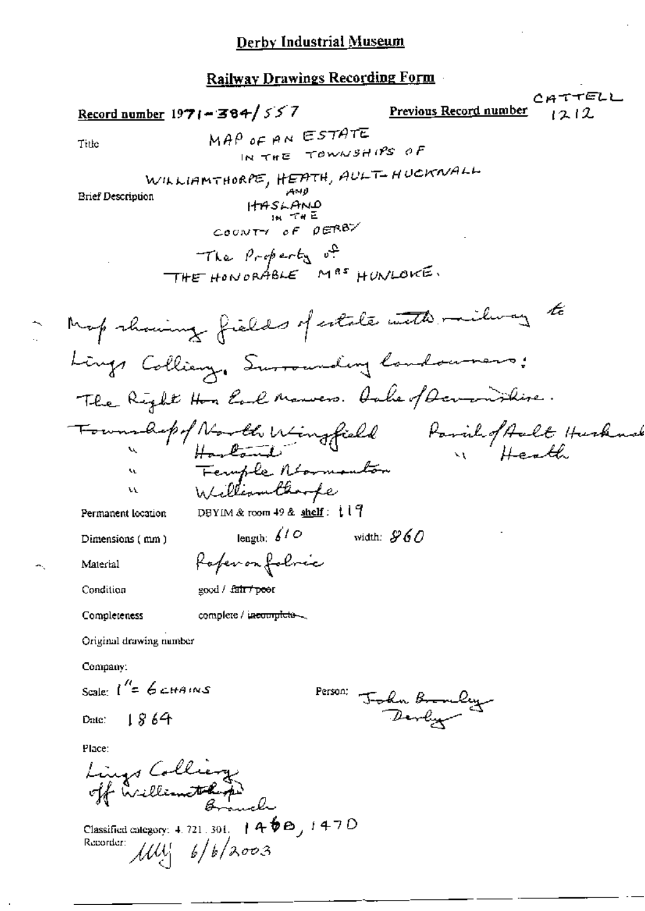## Derby Industrial Museum

### Railway Drawings Recording Form

**Record number** 1971-384/557

**Previous Record number** CATTELL 1212

Title

MAP OF AN ESTATE
IN THE TOWNSHIPS OF
WILLIAMTHORPE, HEATH, AULT-HUCKNALL
AND
HASLAND
IN THE
COUNTY OF DERBY
The Property of
THE HONORABLE MRS HUNLOKE.

Brief Description

Map showing fields of estate with railway to Lings Colliery. Surrounding landowners: The Right Hon Earl Manvers. Duke of Devonshire.
Township of North Wingfield    Parish of Ault Hucknall
" Hasland    " Heath
" Temple Normanton
" Williamthorpe

Permanent location    DBYIM & room 49 & shelf: 119

Dimensions (mm)    length: 610    width: 860

Material    Paper on fabric

Condition    good / ~~fair / poor~~

Completeness    complete / ~~incomplete~~

Original drawing number

Company:

Scale: 1" = 6 CHAINS

Person: John Bromley Derby

Date: 1864

Place:

Lings Colliery off Williamthorpe Branch

Classified category: 4.721.301. 1460, 1470

Recorder: MW 6/6/2003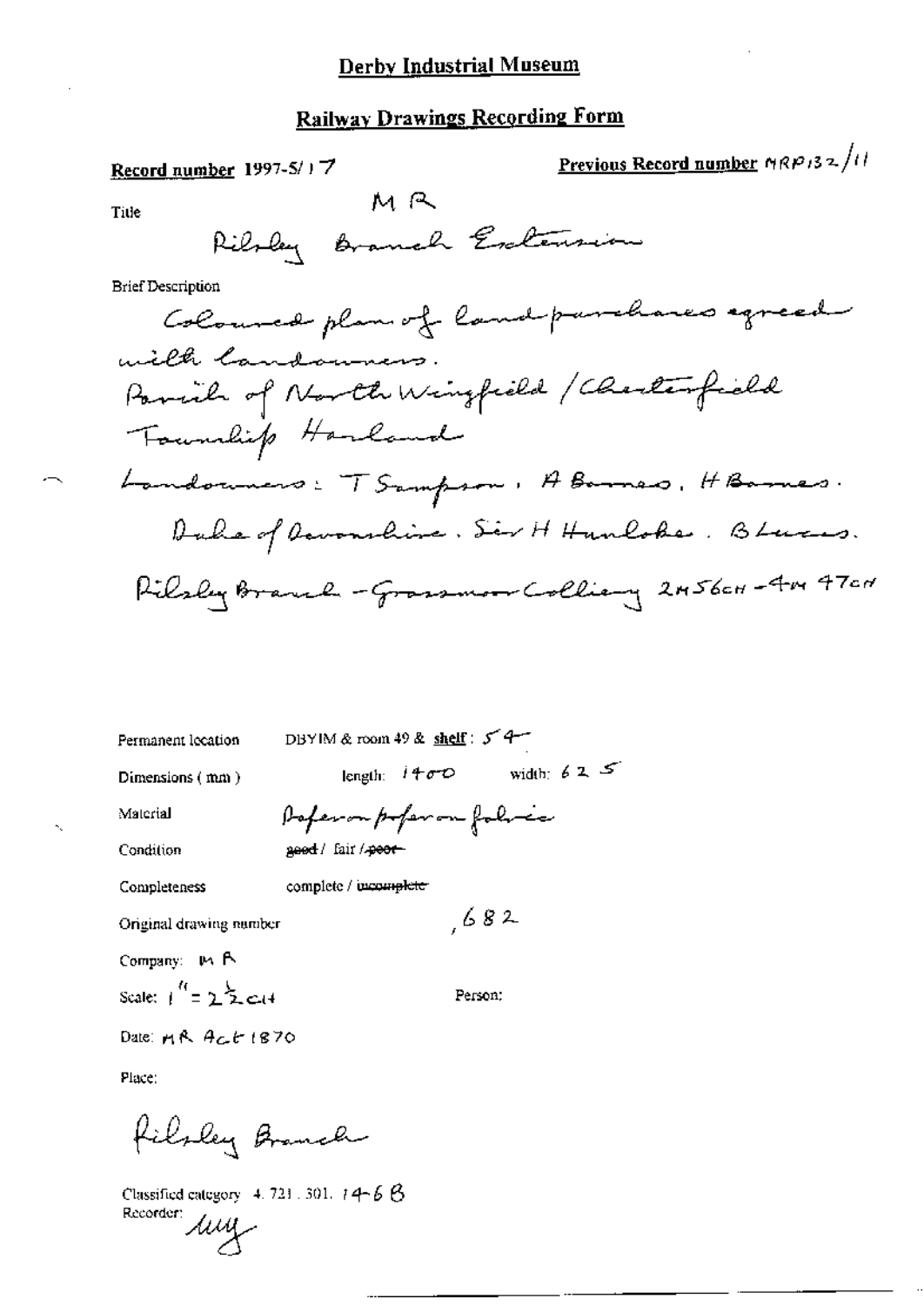# Derby Industrial Museum

## Railway Drawings Recording Form

**Record number** 1997-5/17

**Previous Record number** MRP132/11

Title

MR

Pilsley Branch Extension

Brief Description

Coloured plan of land purchases agreed with landowners.
Parish of North Wingfield / Chesterfield
Township Harland
Landowners: T Sampson, A Barnes, H Barnes.
Duke of Devonshire. Sir H Hunloke. B Lucas.
Pilsley Branch - Grassmoor Colliery 2m 56ch - 4m 47ch

Permanent location: DBYIM & room 49 & **shelf**: 54

Dimensions (mm): length: 1400 width: 625

Material: Paper on paper on fabric

Condition: ~~good~~ / fair / ~~poor~~

Completeness: complete / ~~incomplete~~

Original drawing number: ,682

Company: MR

Scale: 1" = 2½ ch

Person:

Date: MR Act 1870

Place:

Pilsley Branch

Classified category: 4.721.301. 14-6 B

Recorder: *MY*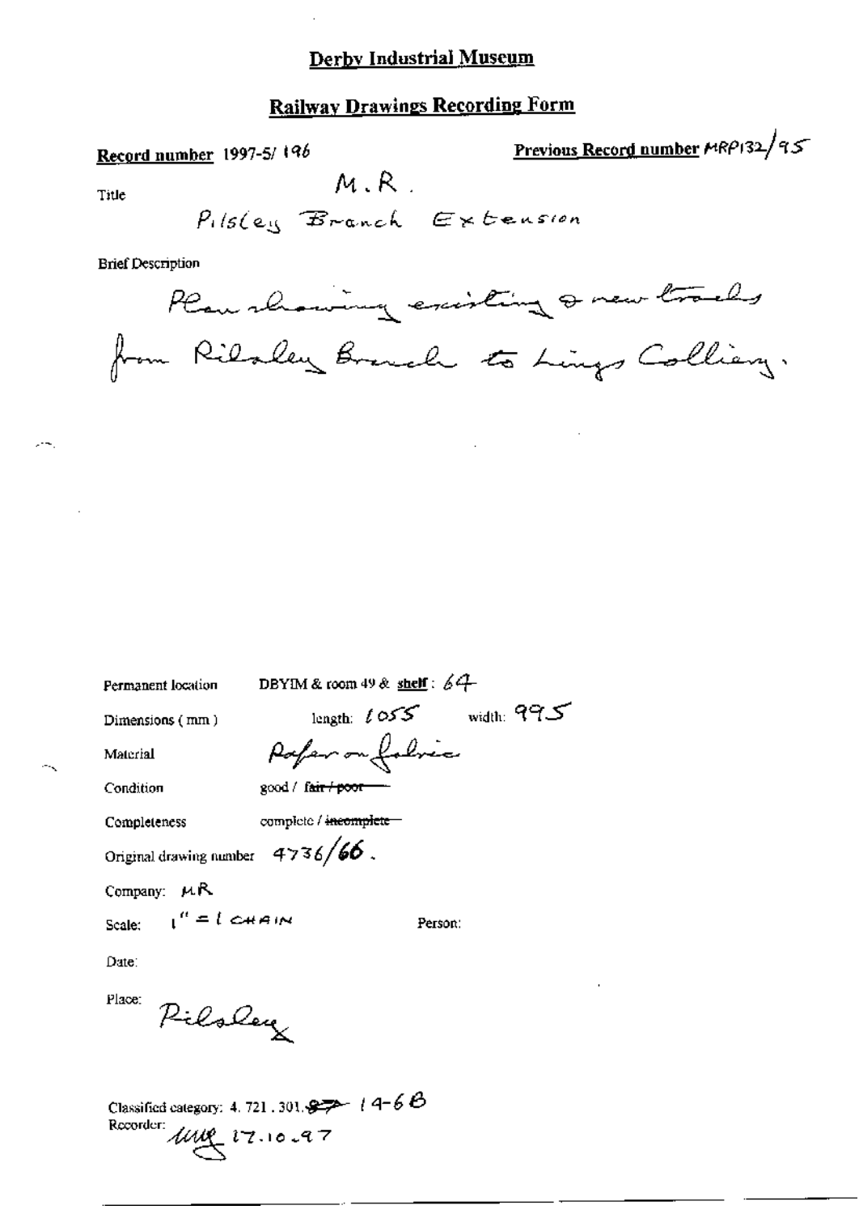# Derby Industrial Museum

## Railway Drawings Recording Form

**Record number** 1997-5/ 196

**Previous Record number** MRP132/95

Title

M.R.

Pilsley Branch Extension

Brief Description

Plan showing existing & new tracks from Pilsley Branch to Lings Colliery.

Permanent location DBYIM & room 49 & **shelf**: 64

Dimensions (mm) length: 1055 width: 995

Material Paper on fabric

Condition good / ~~fair / poor~~

Completeness complete / ~~incomplete~~

Original drawing number 4736/66.

Company: MR

Scale: 1" = 1 CHAIN Person:

Date:

Place: Pilsley

Classified category: 4. 721. 301. ~~~~ 14-6B

Recorder: [signature] 17.10.97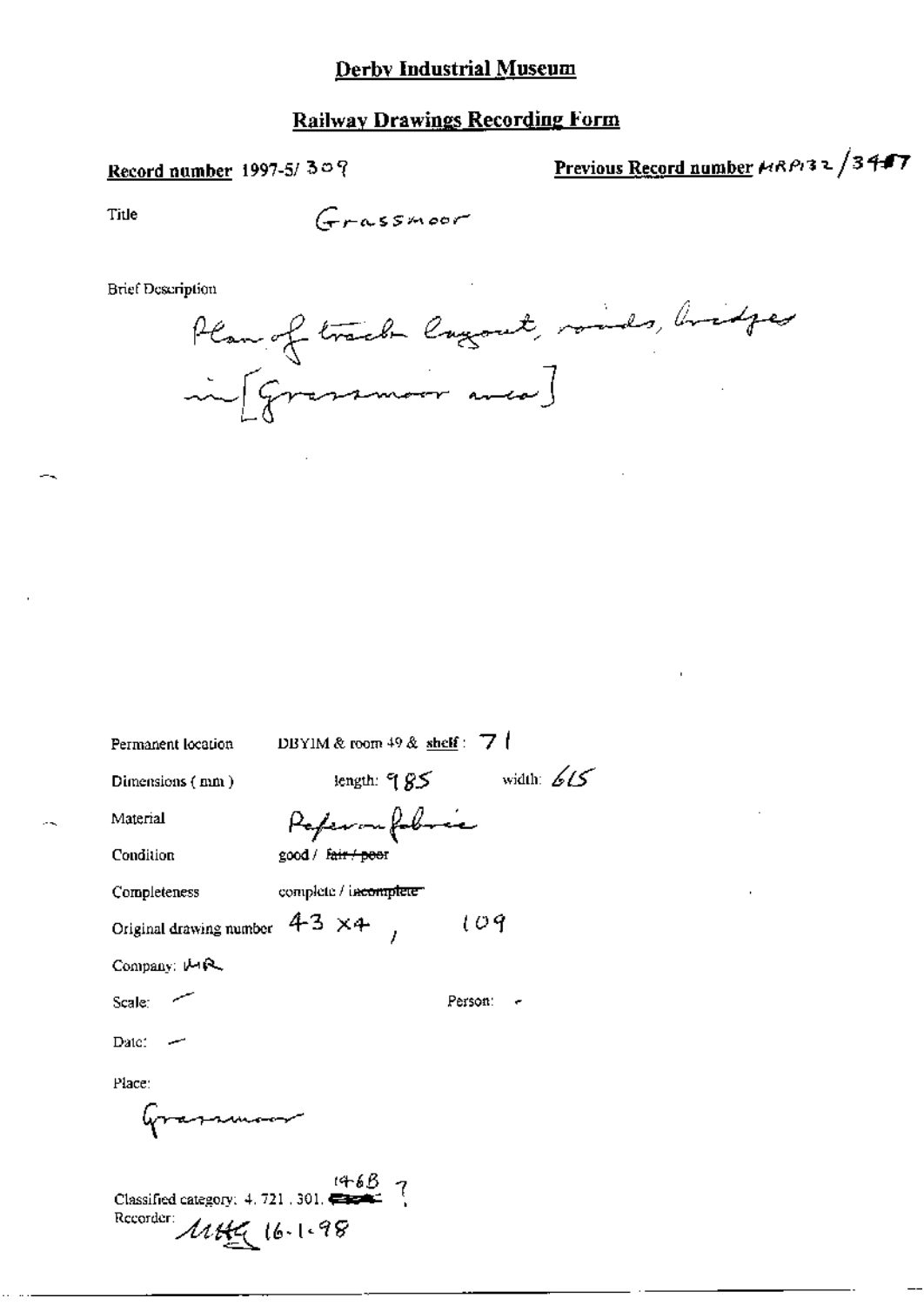# Derby Industrial Museum

## Railway Drawings Recording Form

**Record number** 1997-5/ 309

**Previous Record number** MRP132 /3487

Title Grassmoor

Brief Description

Plan of track layout, roads, bridges in [Grassmoor area]

Permanent location DBYIM & room 49 & **shelf** : 71

Dimensions ( mm ) length: 985 width: 615

Material Paper on fabric

Condition good / ~~fair / poor~~

Completeness complete / ~~incomplete~~

Original drawing number 43 x 4 , 109

Company: MR

Scale: -

Person: -

Date: -

Place:

Grassmoor

Classified category: 4. 721 . 301. 146B ?

Recorder: MHG 16-1-98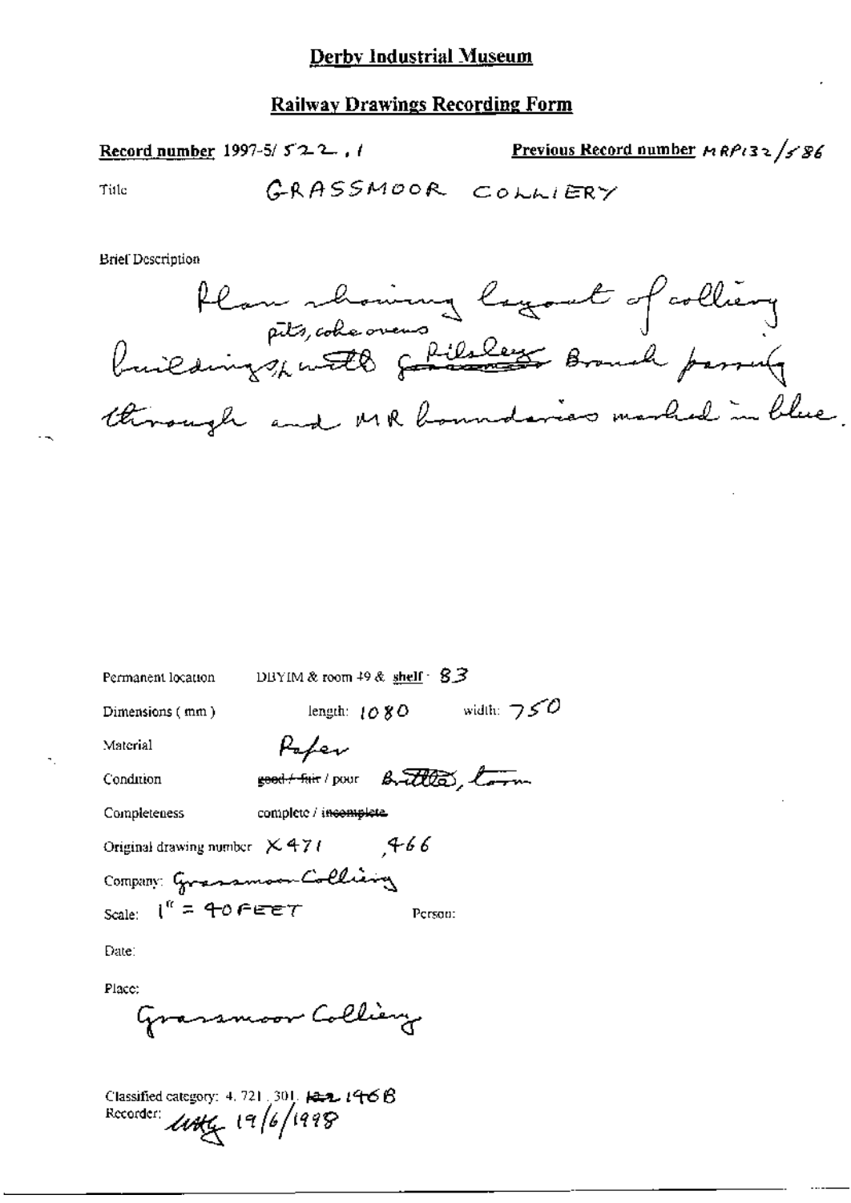# Derby Industrial Museum

## Railway Drawings Recording Form

**Record number** 1997-5/ 522 . 1

**Previous Record number** MRP132/586

Title GRASSMOOR COLLIERY

Brief Description

Plan showing layout of colliery buildings, pits, coke ovens &c with Pilsley Branch passing through and MR boundaries marked in blue.

Permanent location DBYIM & room 49 & shelf : 83

Dimensions (mm) length: 1080 width: 750

Material Paper

Condition ~~good / fair~~ / poor Brittle, torn

Completeness complete / ~~incomplete~~

Original drawing number X471, 466

Company: Grassmoor Colliery

Scale: 1" = 40 FEET Person:

Date:

Place:

Grassmoor Colliery

Classified category: 4. 721 . 301. ~~122~~ 146B

Recorder: [signature] 19/6/1998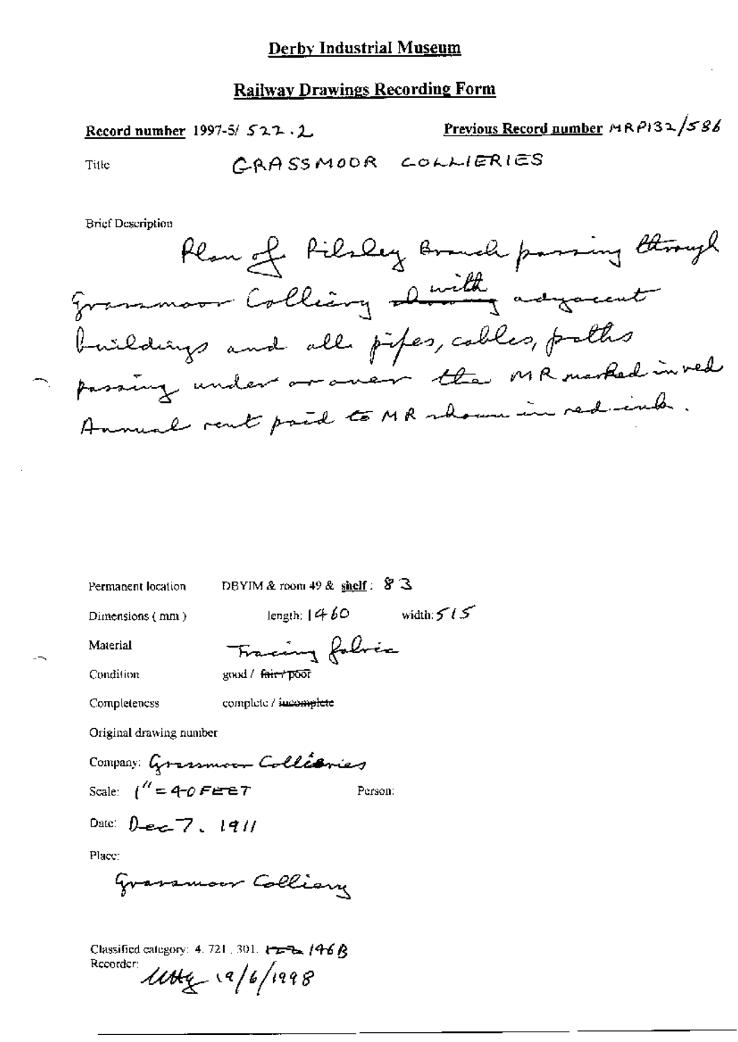# Derby Industrial Museum

## Railway Drawings Recording Form

**Record number** 1997-5/ 522.2

**Previous Record number** MRP132/586

Title GRASSMOOR COLLIERIES

Brief Description

Plan of Pilsley Branch passing through Grassmoor Colliery ~~showing~~ with adjacent buildings and all pipes, cables, paths passing under or over the MR marked in red. Annual rent paid to MR shown in red ink.

Permanent location DBYIM & room 49 & **shelf**: 83

Dimensions (mm) length: 1460 width: 515

Material Tracing fabric

Condition good / ~~fair / poor~~

Completeness complete / ~~incomplete~~

Original drawing number

Company: Grassmoor Collieries

Scale: 1" = 40 FEET

Person:

Date: Dec 7. 1911

Place:

Grassmoor Colliery

Classified category: 4. 721. 301. ~~...~~ 146B

Recorder: *[signature]* 19/6/1998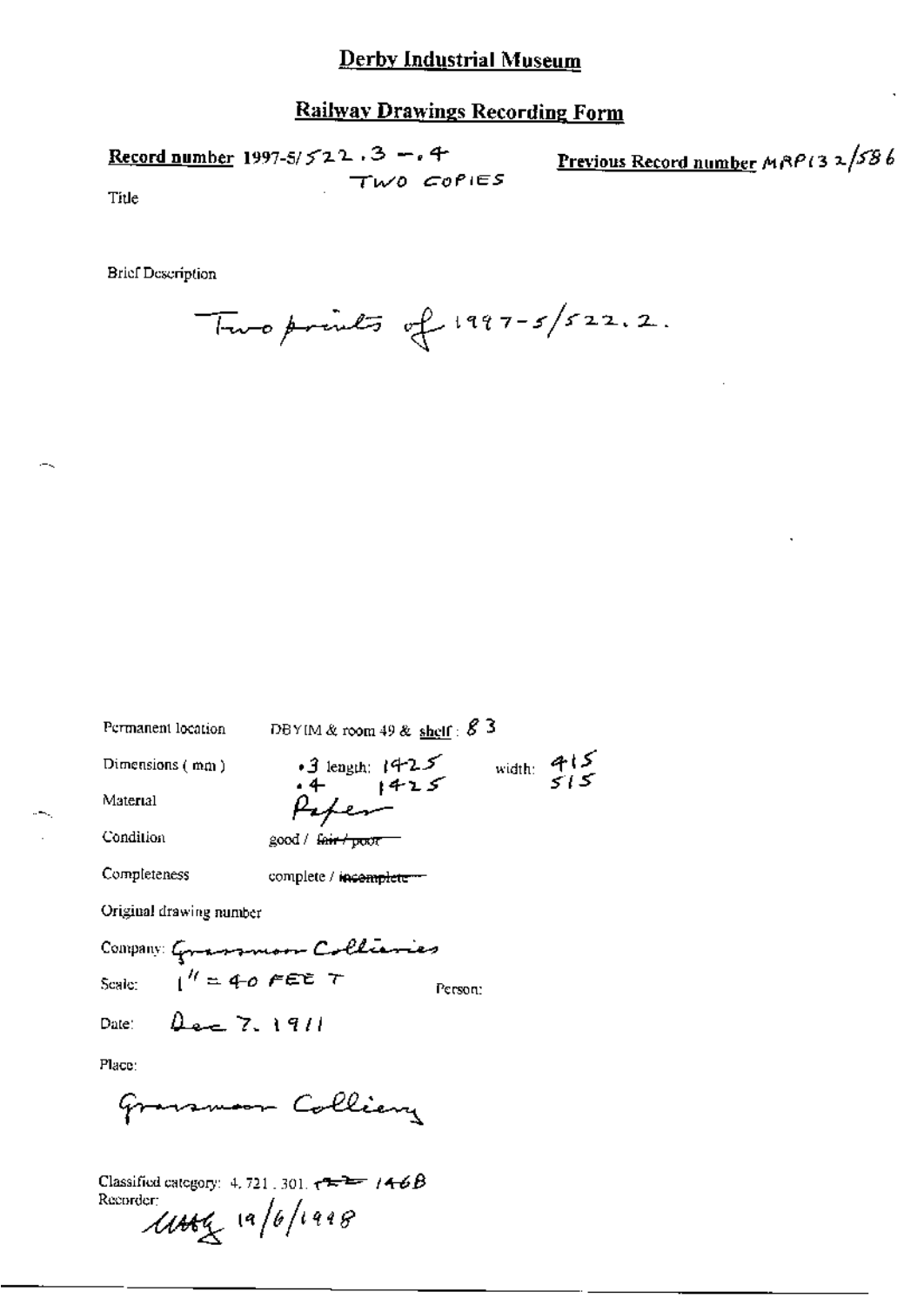# Derby Industrial Museum

## Railway Drawings Recording Form

**Record number** 1997-5/522.3 -.4
TWO COPIES

**Previous Record number** MRP132/586

Title

Brief Description

Two prints of 1997-5/522.2.

Permanent location DBYIM & room 49 & shelf: 83

Dimensions (mm) .3 length: 1425 width: 415
.4 1425 515

Material Paper

Condition good / ~~fair / poor~~

Completeness complete / ~~incomplete~~

Original drawing number

Company: Grassmoor Collieries

Scale: 1" = 40 FEET T

Person:

Date: Dec 7. 1911

Place:

Grassmoor Colliery

Classified category: 4.721.301. ~~T~~ 146B

Recorder:

UMG 19/6/1998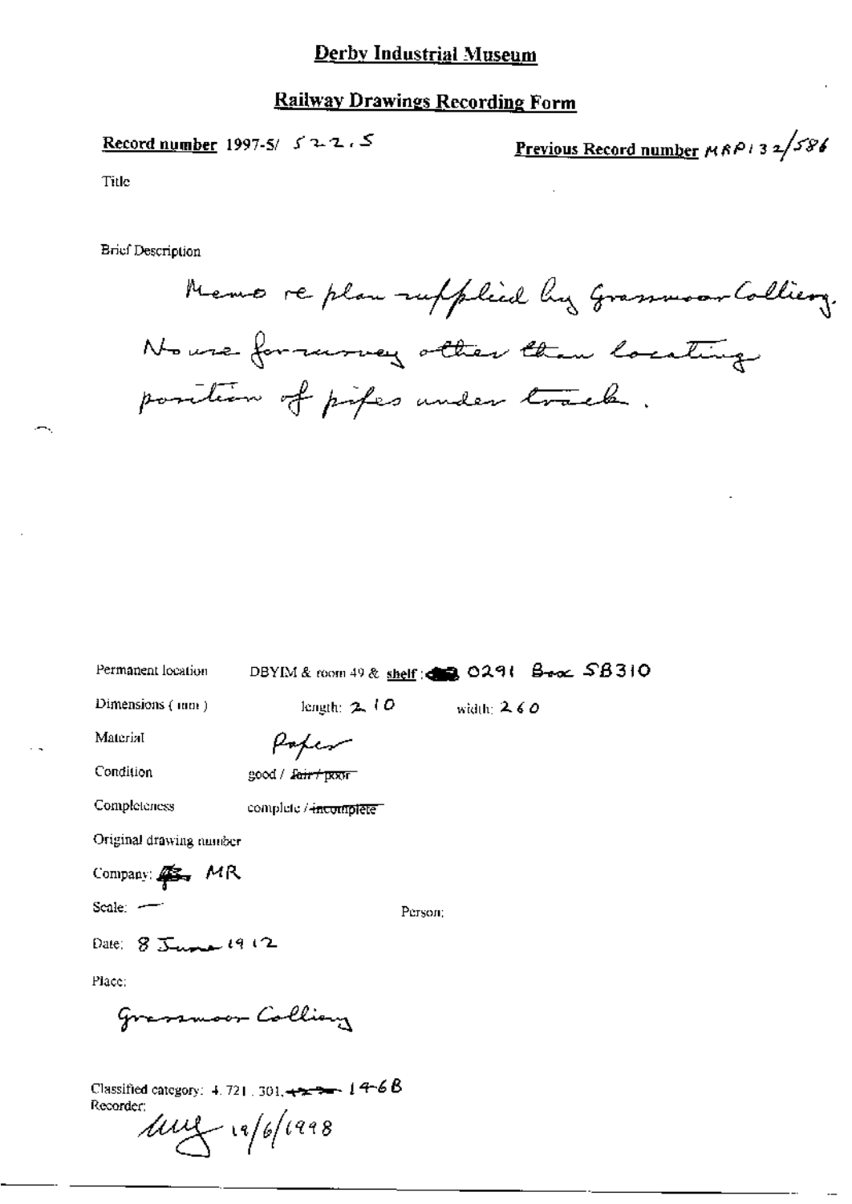# Derby Industrial Museum

## Railway Drawings Recording Form

**Record number** 1997-5/ 522.5

**Previous Record number** MRP132/586

Title

Brief Description

Memo re plan supplied by Grassmoor Colliery. No use for survey other than locating position of pipes under track.

Permanent location: DBYIM & room 49 & **shelf**: 0291 Box SB310

Dimensions (mm): length: 210 width: 260

Material: Paper

Condition: good / ~~fair / poor~~

Completeness: complete / ~~incomplete~~

Original drawing number

Company: MR

Scale: —

Person:

Date: 8 June 1912

Place:

Grassmoor Colliery

Classified category: 4.721.301, 146B

Recorder:

19/6/1998